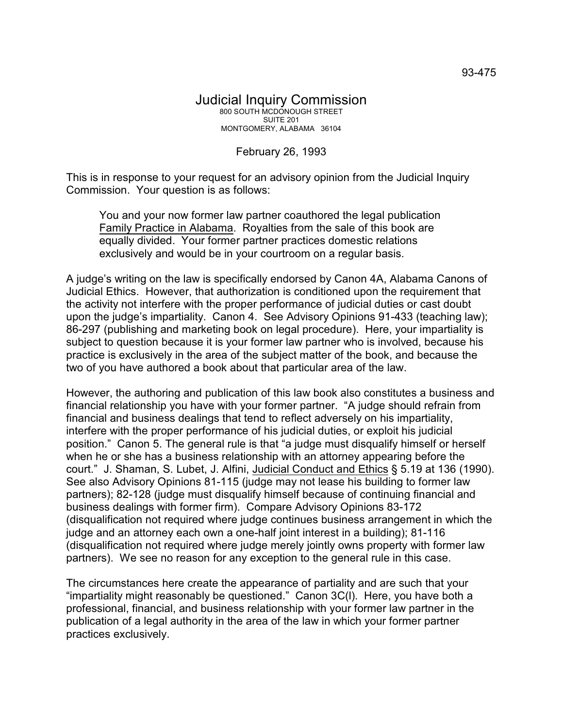93-475

# Judicial Inquiry Commission

800 SOUTH MCDONOUGH STREET
SUITE 201
MONTGOMERY, ALABAMA 36104

February 26, 1993

This is in response to your request for an advisory opinion from the Judicial Inquiry Commission. Your question is as follows:

> You and your now former law partner coauthored the legal publication Family Practice in Alabama. Royalties from the sale of this book are equally divided. Your former partner practices domestic relations exclusively and would be in your courtroom on a regular basis.

A judge's writing on the law is specifically endorsed by Canon 4A, Alabama Canons of Judicial Ethics. However, that authorization is conditioned upon the requirement that the activity not interfere with the proper performance of judicial duties or cast doubt upon the judge's impartiality. Canon 4. See Advisory Opinions 91-433 (teaching law); 86-297 (publishing and marketing book on legal procedure). Here, your impartiality is subject to question because it is your former law partner who is involved, because his practice is exclusively in the area of the subject matter of the book, and because the two of you have authored a book about that particular area of the law.

However, the authoring and publication of this law book also constitutes a business and financial relationship you have with your former partner. "A judge should refrain from financial and business dealings that tend to reflect adversely on his impartiality, interfere with the proper performance of his judicial duties, or exploit his judicial position." Canon 5. The general rule is that "a judge must disqualify himself or herself when he or she has a business relationship with an attorney appearing before the court." J. Shaman, S. Lubet, J. Alfini, Judicial Conduct and Ethics § 5.19 at 136 (1990). See also Advisory Opinions 81-115 (judge may not lease his building to former law partners); 82-128 (judge must disqualify himself because of continuing financial and business dealings with former firm). Compare Advisory Opinions 83-172 (disqualification not required where judge continues business arrangement in which the judge and an attorney each own a one-half joint interest in a building); 81-116 (disqualification not required where judge merely jointly owns property with former law partners). We see no reason for any exception to the general rule in this case.

The circumstances here create the appearance of partiality and are such that your "impartiality might reasonably be questioned." Canon 3C(l). Here, you have both a professional, financial, and business relationship with your former law partner in the publication of a legal authority in the area of the law in which your former partner practices exclusively.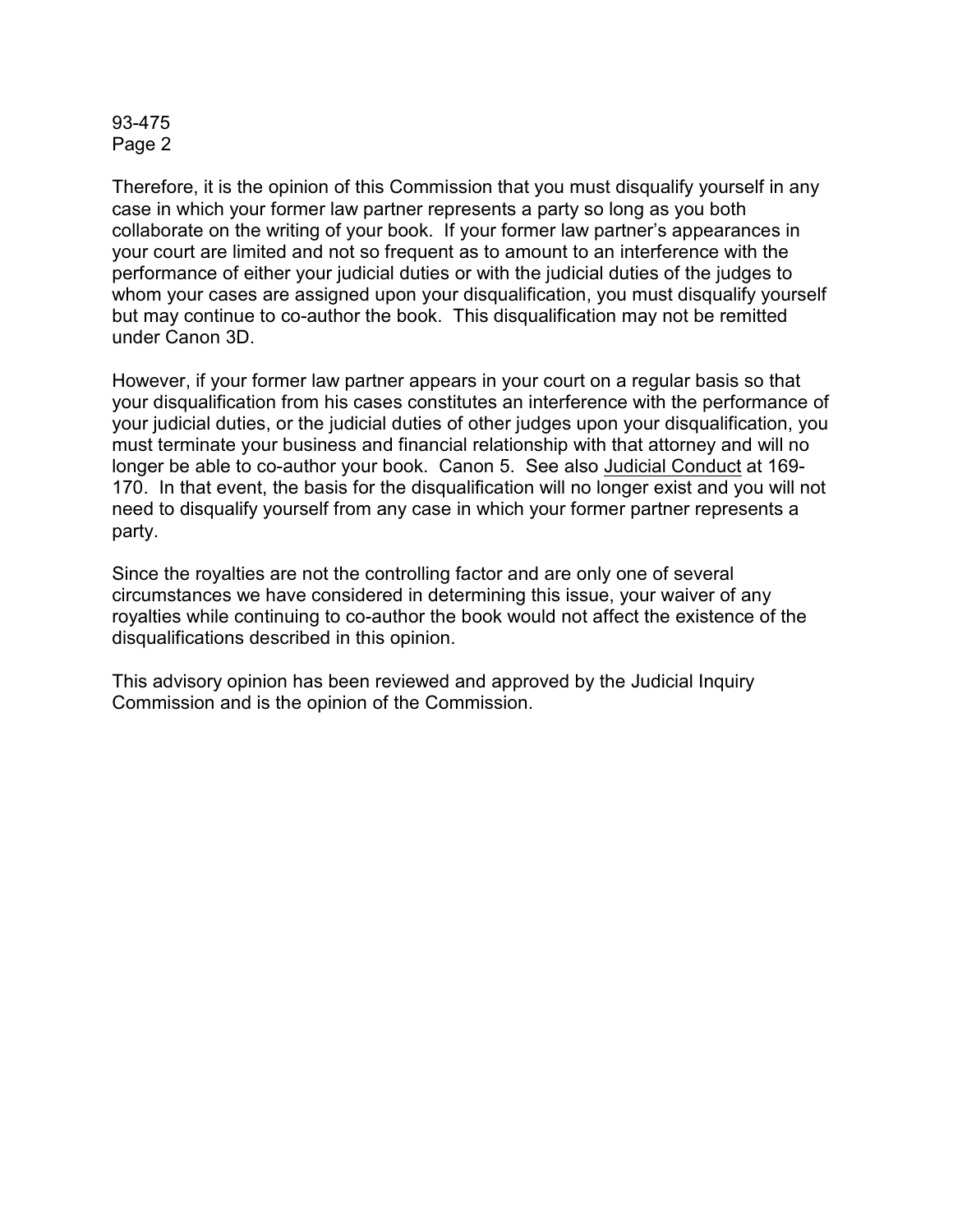Therefore, it is the opinion of this Commission that you must disqualify yourself in any case in which your former law partner represents a party so long as you both collaborate on the writing of your book. If your former law partner's appearances in your court are limited and not so frequent as to amount to an interference with the performance of either your judicial duties or with the judicial duties of the judges to whom your cases are assigned upon your disqualification, you must disqualify yourself but may continue to co-author the book. This disqualification may not be remitted under Canon 3D.

However, if your former law partner appears in your court on a regular basis so that your disqualification from his cases constitutes an interference with the performance of your judicial duties, or the judicial duties of other judges upon your disqualification, you must terminate your business and financial relationship with that attorney and will no longer be able to co-author your book. Canon 5. See also Judicial Conduct at 169-170. In that event, the basis for the disqualification will no longer exist and you will not need to disqualify yourself from any case in which your former partner represents a party.

Since the royalties are not the controlling factor and are only one of several circumstances we have considered in determining this issue, your waiver of any royalties while continuing to co-author the book would not affect the existence of the disqualifications described in this opinion.

This advisory opinion has been reviewed and approved by the Judicial Inquiry Commission and is the opinion of the Commission.